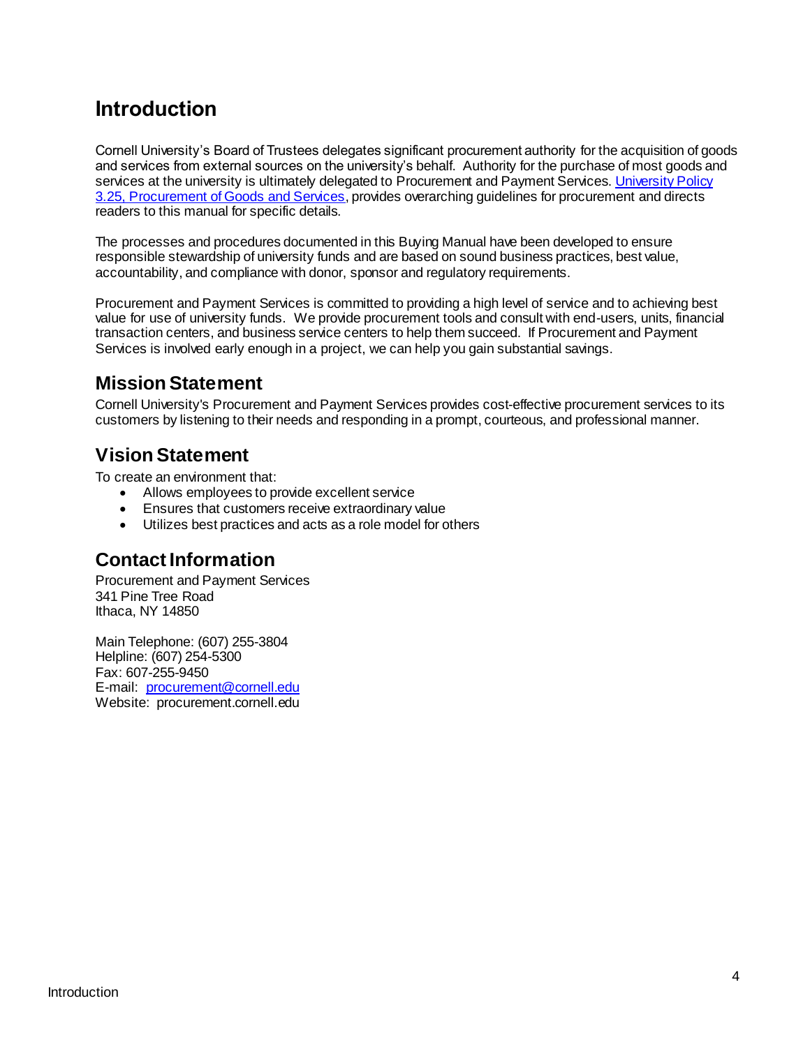# Introduction

Cornell University's Board of Trustees delegates significant procurement authority for the acquisition of goods and services from external sources on the university's behalf. Authority for the purchase of most goods and services at the university is ultimately delegated to Procurement and Payment Services. [University Policy 3.25, Procurement of Goods and Services](), provides overarching guidelines for procurement and directs readers to this manual for specific details.

The processes and procedures documented in this Buying Manual have been developed to ensure responsible stewardship of university funds and are based on sound business practices, best value, accountability, and compliance with donor, sponsor and regulatory requirements.

Procurement and Payment Services is committed to providing a high level of service and to achieving best value for use of university funds. We provide procurement tools and consult with end-users, units, financial transaction centers, and business service centers to help them succeed. If Procurement and Payment Services is involved early enough in a project, we can help you gain substantial savings.

## Mission Statement

Cornell University's Procurement and Payment Services provides cost-effective procurement services to its customers by listening to their needs and responding in a prompt, courteous, and professional manner.

## Vision Statement

To create an environment that:

- Allows employees to provide excellent service
- Ensures that customers receive extraordinary value
- Utilizes best practices and acts as a role model for others

## Contact Information

Procurement and Payment Services
341 Pine Tree Road
Ithaca, NY 14850

Main Telephone: (607) 255-3804
Helpline: (607) 254-5300
Fax: 607-255-9450
E-mail: [procurement@cornell.edu](mailto:procurement@cornell.edu)
Website: procurement.cornell.edu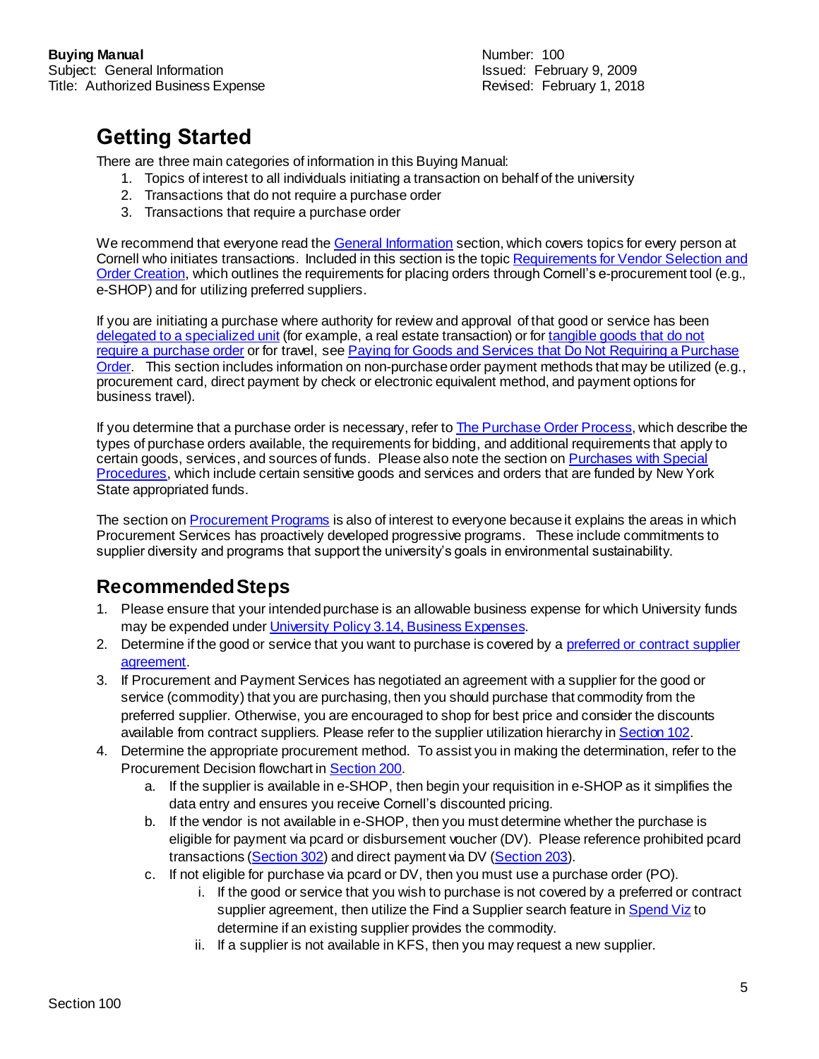## Getting Started

There are three main categories of information in this Buying Manual:

1. Topics of interest to all individuals initiating a transaction on behalf of the university
2. Transactions that do not require a purchase order
3. Transactions that require a purchase order

We recommend that everyone read the General Information section, which covers topics for every person at Cornell who initiates transactions. Included in this section is the topic Requirements for Vendor Selection and Order Creation, which outlines the requirements for placing orders through Cornell's e-procurement tool (e.g., e-SHOP) and for utilizing preferred suppliers.

If you are initiating a purchase where authority for review and approval of that good or service has been delegated to a specialized unit (for example, a real estate transaction) or for tangible goods that do not require a purchase order or for travel, see Paying for Goods and Services that Do Not Requiring a Purchase Order. This section includes information on non-purchase order payment methods that may be utilized (e.g., procurement card, direct payment by check or electronic equivalent method, and payment options for business travel).

If you determine that a purchase order is necessary, refer to The Purchase Order Process, which describe the types of purchase orders available, the requirements for bidding, and additional requirements that apply to certain goods, services, and sources of funds. Please also note the section on Purchases with Special Procedures, which include certain sensitive goods and services and orders that are funded by New York State appropriated funds.

The section on Procurement Programs is also of interest to everyone because it explains the areas in which Procurement Services has proactively developed progressive programs. These include commitments to supplier diversity and programs that support the university's goals in environmental sustainability.

## Recommended Steps

1. Please ensure that your intended purchase is an allowable business expense for which University funds may be expended under University Policy 3.14, Business Expenses.
2. Determine if the good or service that you want to purchase is covered by a preferred or contract supplier agreement.
3. If Procurement and Payment Services has negotiated an agreement with a supplier for the good or service (commodity) that you are purchasing, then you should purchase that commodity from the preferred supplier. Otherwise, you are encouraged to shop for best price and consider the discounts available from contract suppliers. Please refer to the supplier utilization hierarchy in Section 102.
4. Determine the appropriate procurement method. To assist you in making the determination, refer to the Procurement Decision flowchart in Section 200.
   a. If the supplier is available in e-SHOP, then begin your requisition in e-SHOP as it simplifies the data entry and ensures you receive Cornell's discounted pricing.
   b. If the vendor is not available in e-SHOP, then you must determine whether the purchase is eligible for payment via pcard or disbursement voucher (DV). Please reference prohibited pcard transactions (Section 302) and direct payment via DV (Section 203).
   c. If not eligible for purchase via pcard or DV, then you must use a purchase order (PO).
      i. If the good or service that you wish to purchase is not covered by a preferred or contract supplier agreement, then utilize the Find a Supplier search feature in Spend Viz to determine if an existing supplier provides the commodity.
      ii. If a supplier is not available in KFS, then you may request a new supplier.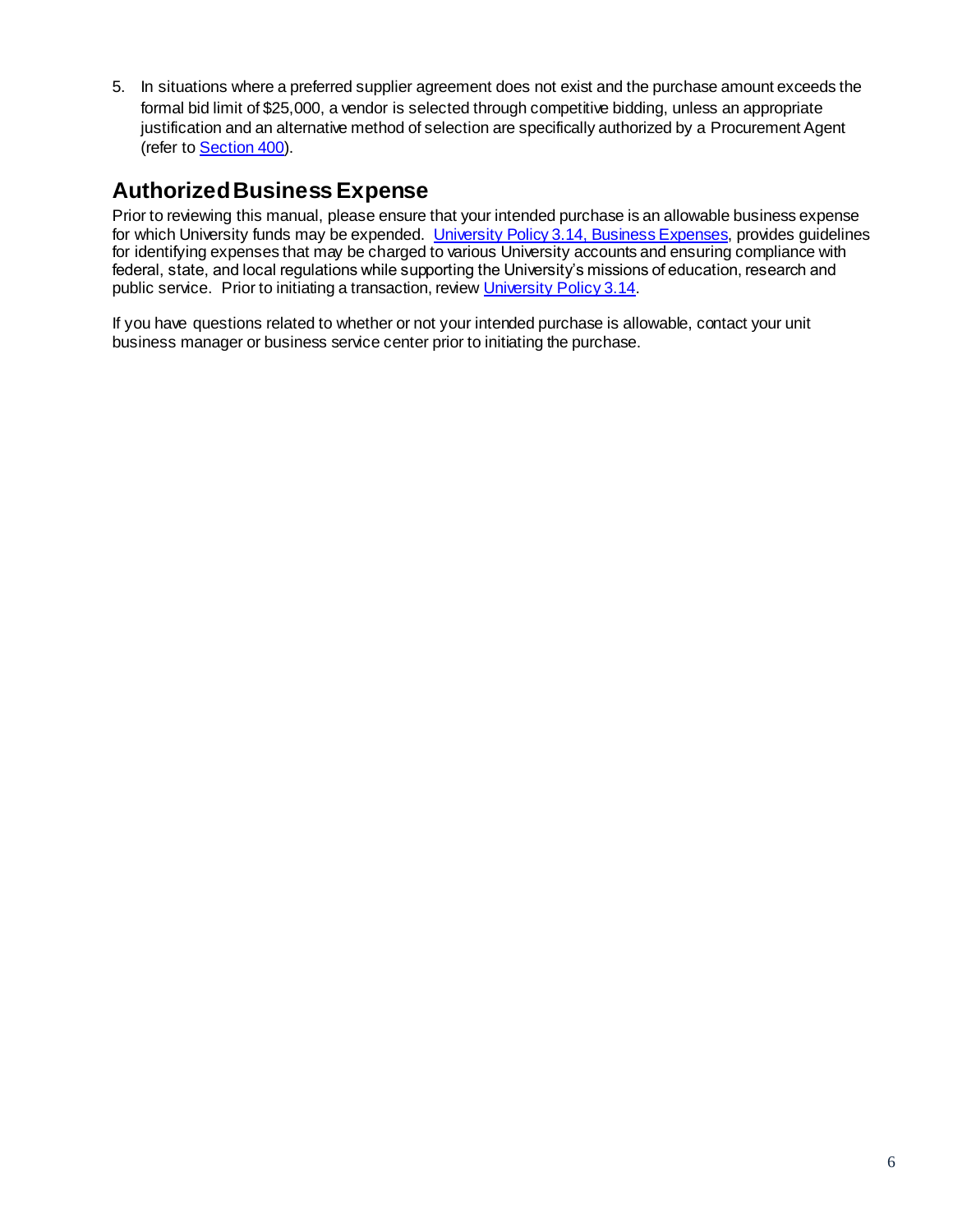5. In situations where a preferred supplier agreement does not exist and the purchase amount exceeds the formal bid limit of $25,000, a vendor is selected through competitive bidding, unless an appropriate justification and an alternative method of selection are specifically authorized by a Procurement Agent (refer to Section 400).

## Authorized Business Expense

Prior to reviewing this manual, please ensure that your intended purchase is an allowable business expense for which University funds may be expended. University Policy 3.14, Business Expenses, provides guidelines for identifying expenses that may be charged to various University accounts and ensuring compliance with federal, state, and local regulations while supporting the University's missions of education, research and public service. Prior to initiating a transaction, review University Policy 3.14.

If you have questions related to whether or not your intended purchase is allowable, contact your unit business manager or business service center prior to initiating the purchase.